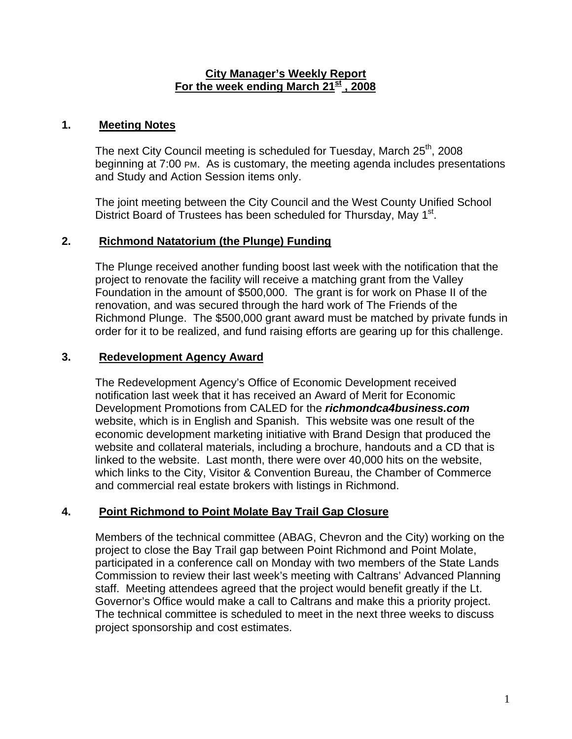# City Manager's Weekly Report
## For the week ending March 21st, 2008

## 1. Meeting Notes

The next City Council meeting is scheduled for Tuesday, March 25th, 2008 beginning at 7:00 PM. As is customary, the meeting agenda includes presentations and Study and Action Session items only.

The joint meeting between the City Council and the West County Unified School District Board of Trustees has been scheduled for Thursday, May 1st.

## 2. Richmond Natatorium (the Plunge) Funding

The Plunge received another funding boost last week with the notification that the project to renovate the facility will receive a matching grant from the Valley Foundation in the amount of $500,000. The grant is for work on Phase II of the renovation, and was secured through the hard work of The Friends of the Richmond Plunge. The $500,000 grant award must be matched by private funds in order for it to be realized, and fund raising efforts are gearing up for this challenge.

## 3. Redevelopment Agency Award

The Redevelopment Agency's Office of Economic Development received notification last week that it has received an Award of Merit for Economic Development Promotions from CALED for the ***richmondca4business.com*** website, which is in English and Spanish. This website was one result of the economic development marketing initiative with Brand Design that produced the website and collateral materials, including a brochure, handouts and a CD that is linked to the website. Last month, there were over 40,000 hits on the website, which links to the City, Visitor & Convention Bureau, the Chamber of Commerce and commercial real estate brokers with listings in Richmond.

## 4. Point Richmond to Point Molate Bay Trail Gap Closure

Members of the technical committee (ABAG, Chevron and the City) working on the project to close the Bay Trail gap between Point Richmond and Point Molate, participated in a conference call on Monday with two members of the State Lands Commission to review their last week's meeting with Caltrans' Advanced Planning staff. Meeting attendees agreed that the project would benefit greatly if the Lt. Governor's Office would make a call to Caltrans and make this a priority project. The technical committee is scheduled to meet in the next three weeks to discuss project sponsorship and cost estimates.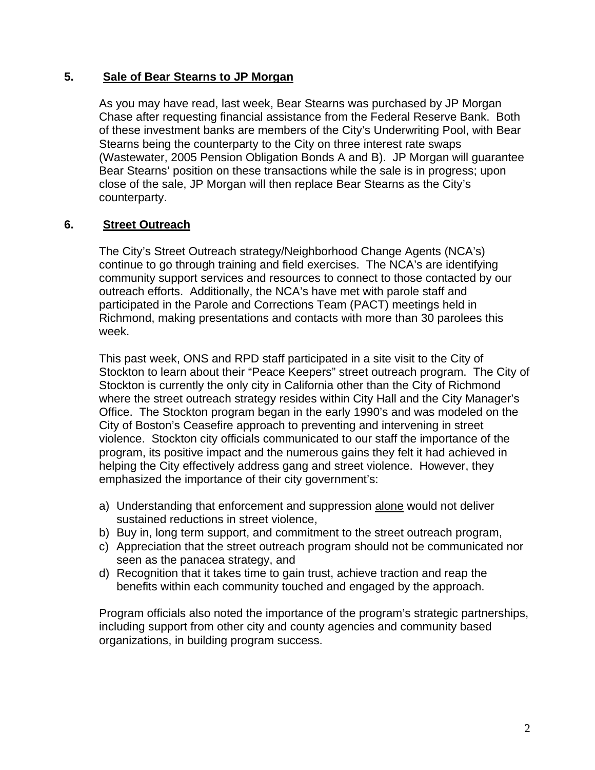## 5. Sale of Bear Stearns to JP Morgan

As you may have read, last week, Bear Stearns was purchased by JP Morgan Chase after requesting financial assistance from the Federal Reserve Bank. Both of these investment banks are members of the City's Underwriting Pool, with Bear Stearns being the counterparty to the City on three interest rate swaps (Wastewater, 2005 Pension Obligation Bonds A and B). JP Morgan will guarantee Bear Stearns' position on these transactions while the sale is in progress; upon close of the sale, JP Morgan will then replace Bear Stearns as the City's counterparty.

## 6. Street Outreach

The City's Street Outreach strategy/Neighborhood Change Agents (NCA's) continue to go through training and field exercises. The NCA's are identifying community support services and resources to connect to those contacted by our outreach efforts. Additionally, the NCA's have met with parole staff and participated in the Parole and Corrections Team (PACT) meetings held in Richmond, making presentations and contacts with more than 30 parolees this week.

This past week, ONS and RPD staff participated in a site visit to the City of Stockton to learn about their "Peace Keepers" street outreach program. The City of Stockton is currently the only city in California other than the City of Richmond where the street outreach strategy resides within City Hall and the City Manager's Office. The Stockton program began in the early 1990's and was modeled on the City of Boston's Ceasefire approach to preventing and intervening in street violence. Stockton city officials communicated to our staff the importance of the program, its positive impact and the numerous gains they felt it had achieved in helping the City effectively address gang and street violence. However, they emphasized the importance of their city government's:

a) Understanding that enforcement and suppression <u>alone</u> would not deliver sustained reductions in street violence,
b) Buy in, long term support, and commitment to the street outreach program,
c) Appreciation that the street outreach program should not be communicated nor seen as the panacea strategy, and
d) Recognition that it takes time to gain trust, achieve traction and reap the benefits within each community touched and engaged by the approach.

Program officials also noted the importance of the program's strategic partnerships, including support from other city and county agencies and community based organizations, in building program success.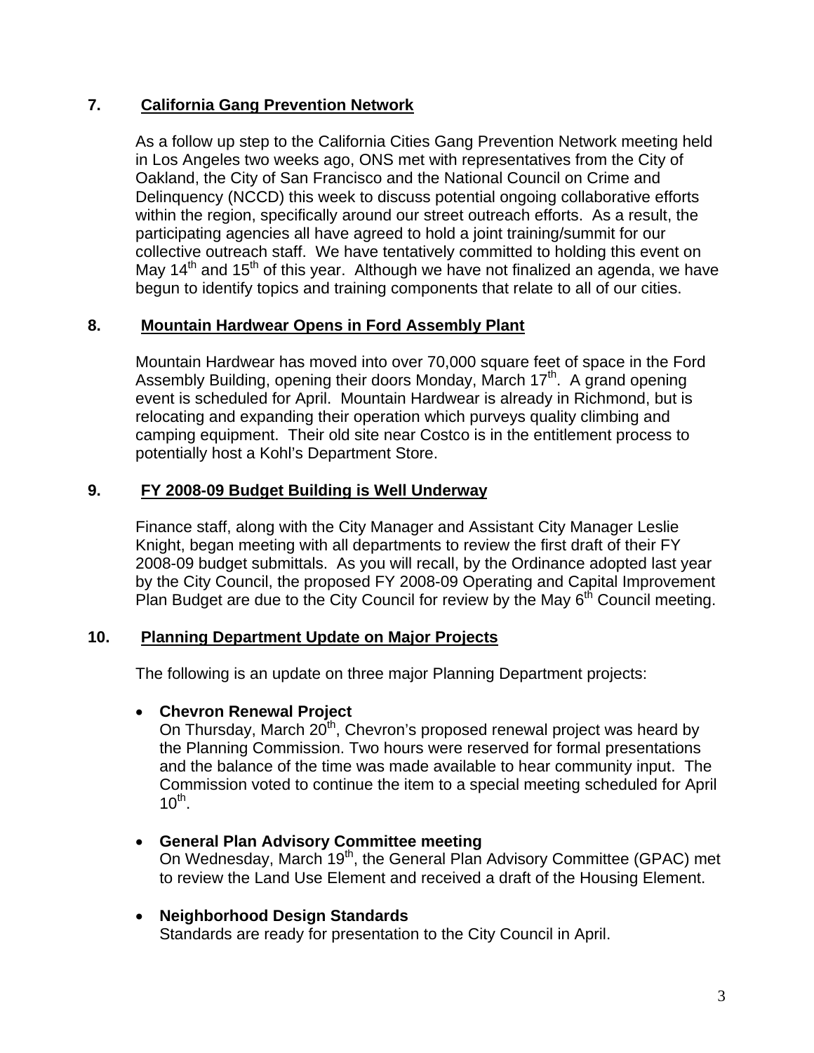## 7. California Gang Prevention Network

As a follow up step to the California Cities Gang Prevention Network meeting held in Los Angeles two weeks ago, ONS met with representatives from the City of Oakland, the City of San Francisco and the National Council on Crime and Delinquency (NCCD) this week to discuss potential ongoing collaborative efforts within the region, specifically around our street outreach efforts. As a result, the participating agencies all have agreed to hold a joint training/summit for our collective outreach staff. We have tentatively committed to holding this event on May 14th and 15th of this year. Although we have not finalized an agenda, we have begun to identify topics and training components that relate to all of our cities.

## 8. Mountain Hardwear Opens in Ford Assembly Plant

Mountain Hardwear has moved into over 70,000 square feet of space in the Ford Assembly Building, opening their doors Monday, March 17th. A grand opening event is scheduled for April. Mountain Hardwear is already in Richmond, but is relocating and expanding their operation which purveys quality climbing and camping equipment. Their old site near Costco is in the entitlement process to potentially host a Kohl's Department Store.

## 9. FY 2008-09 Budget Building is Well Underway

Finance staff, along with the City Manager and Assistant City Manager Leslie Knight, began meeting with all departments to review the first draft of their FY 2008-09 budget submittals. As you will recall, by the Ordinance adopted last year by the City Council, the proposed FY 2008-09 Operating and Capital Improvement Plan Budget are due to the City Council for review by the May 6th Council meeting.

## 10. Planning Department Update on Major Projects

The following is an update on three major Planning Department projects:

- **Chevron Renewal Project**
  On Thursday, March 20th, Chevron's proposed renewal project was heard by the Planning Commission. Two hours were reserved for formal presentations and the balance of the time was made available to hear community input. The Commission voted to continue the item to a special meeting scheduled for April 10th.

- **General Plan Advisory Committee meeting**
  On Wednesday, March 19th, the General Plan Advisory Committee (GPAC) met to review the Land Use Element and received a draft of the Housing Element.

- **Neighborhood Design Standards**
  Standards are ready for presentation to the City Council in April.